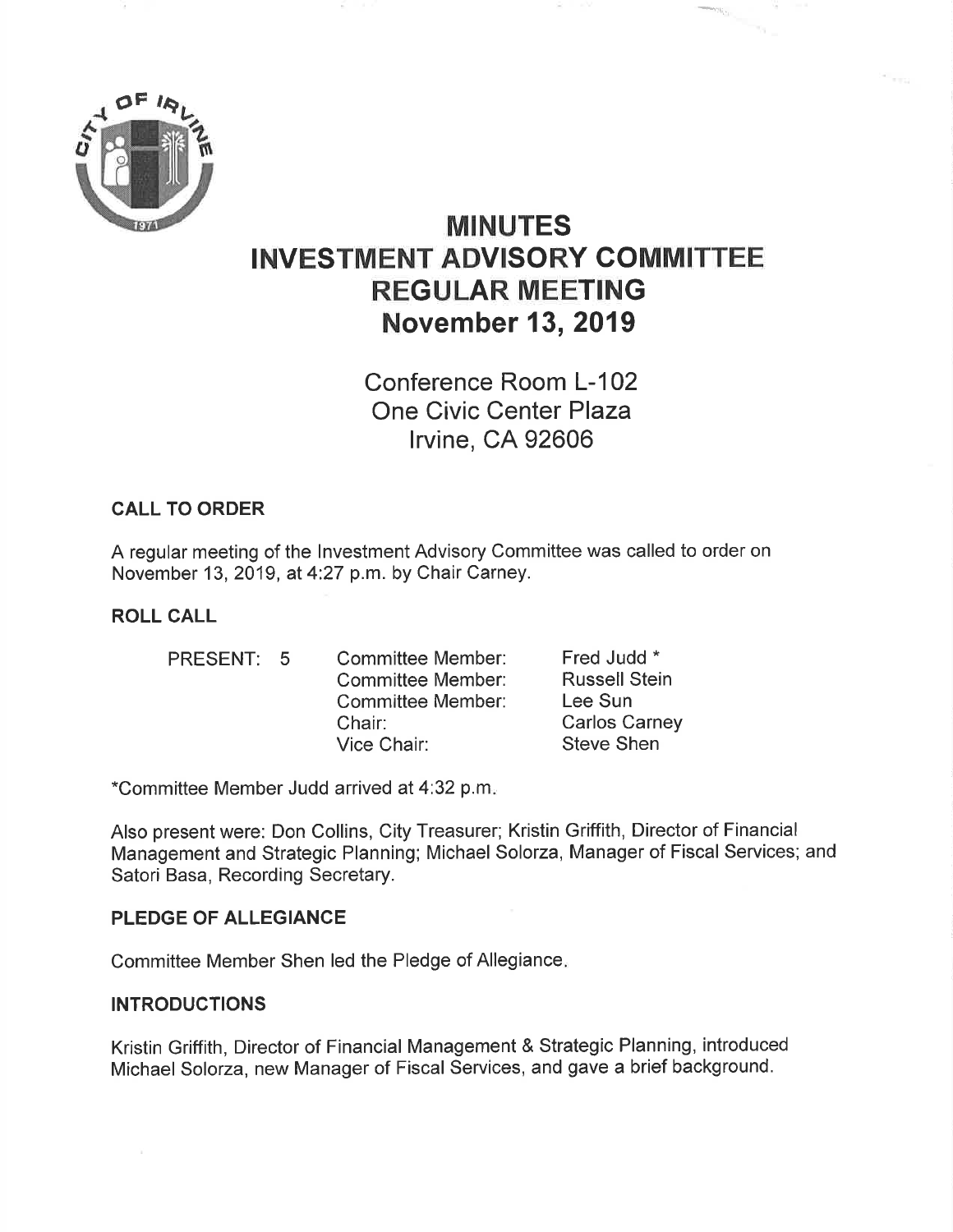# MINUTES
# INVESTMENT ADVISORY COMMITTEE
# REGULAR MEETING
# November 13, 2019

Conference Room L-102
One Civic Center Plaza
Irvine, CA 92606

## CALL TO ORDER

A regular meeting of the Investment Advisory Committee was called to order on November 13, 2019, at 4:27 p.m. by Chair Carney.

## ROLL CALL

| PRESENT: 5 | Committee Member: | Fred Judd * |
|---|---|---|
| | Committee Member: | Russell Stein |
| | Committee Member: | Lee Sun |
| | Chair: | Carlos Carney |
| | Vice Chair: | Steve Shen |

*Committee Member Judd arrived at 4:32 p.m.

Also present were: Don Collins, City Treasurer; Kristin Griffith, Director of Financial Management and Strategic Planning; Michael Solorza, Manager of Fiscal Services; and Satori Basa, Recording Secretary.

## PLEDGE OF ALLEGIANCE

Committee Member Shen led the Pledge of Allegiance.

## INTRODUCTIONS

Kristin Griffith, Director of Financial Management & Strategic Planning, introduced Michael Solorza, new Manager of Fiscal Services, and gave a brief background.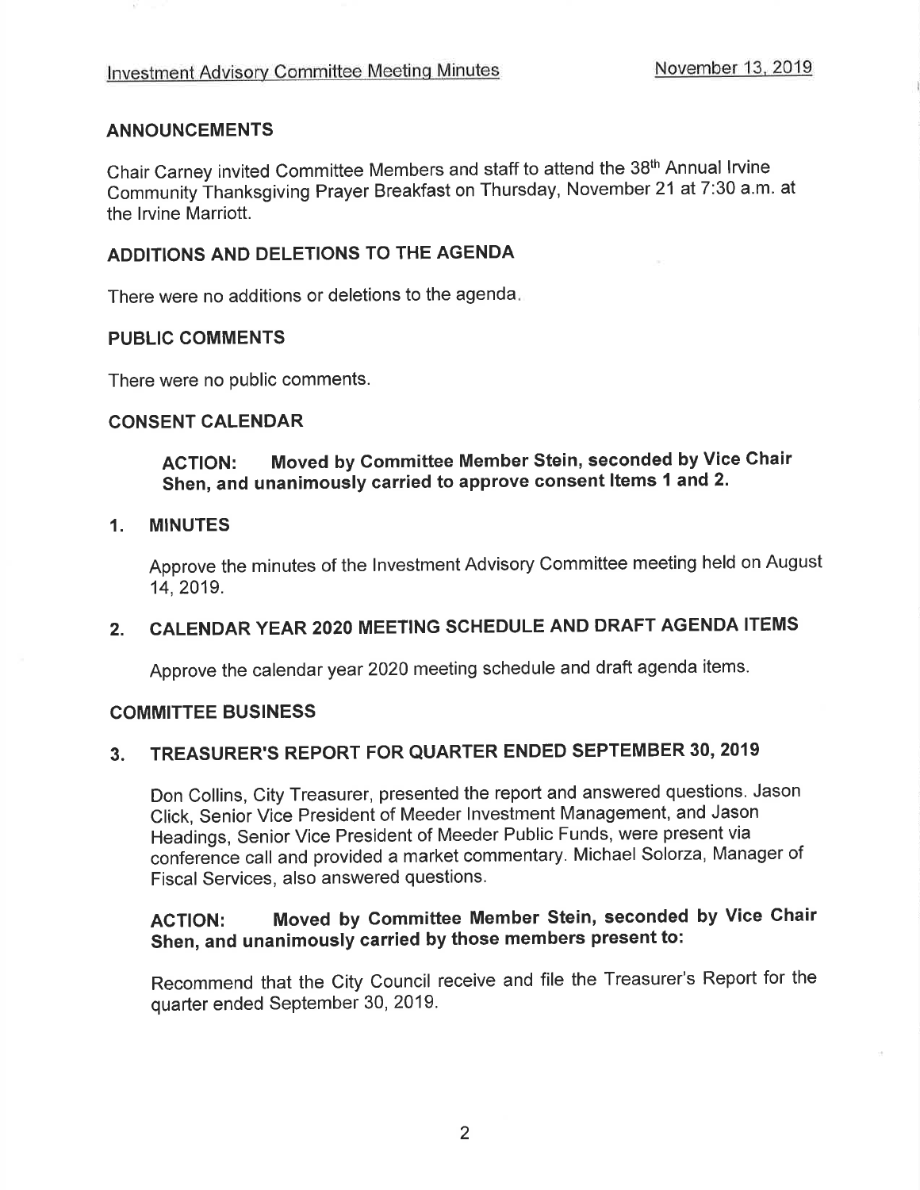## ANNOUNCEMENTS

Chair Carney invited Committee Members and staff to attend the 38th Annual Irvine Community Thanksgiving Prayer Breakfast on Thursday, November 21 at 7:30 a.m. at the Irvine Marriott.

## ADDITIONS AND DELETIONS TO THE AGENDA

There were no additions or deletions to the agenda.

## PUBLIC COMMENTS

There were no public comments.

## CONSENT CALENDAR

**ACTION: Moved by Committee Member Stein, seconded by Vice Chair Shen, and unanimously carried to approve consent Items 1 and 2.**

### 1. MINUTES

Approve the minutes of the Investment Advisory Committee meeting held on August 14, 2019.

### 2. CALENDAR YEAR 2020 MEETING SCHEDULE AND DRAFT AGENDA ITEMS

Approve the calendar year 2020 meeting schedule and draft agenda items.

## COMMITTEE BUSINESS

### 3. TREASURER'S REPORT FOR QUARTER ENDED SEPTEMBER 30, 2019

Don Collins, City Treasurer, presented the report and answered questions. Jason Click, Senior Vice President of Meeder Investment Management, and Jason Headings, Senior Vice President of Meeder Public Funds, were present via conference call and provided a market commentary. Michael Solorza, Manager of Fiscal Services, also answered questions.

**ACTION: Moved by Committee Member Stein, seconded by Vice Chair Shen, and unanimously carried by those members present to:**

Recommend that the City Council receive and file the Treasurer's Report for the quarter ended September 30, 2019.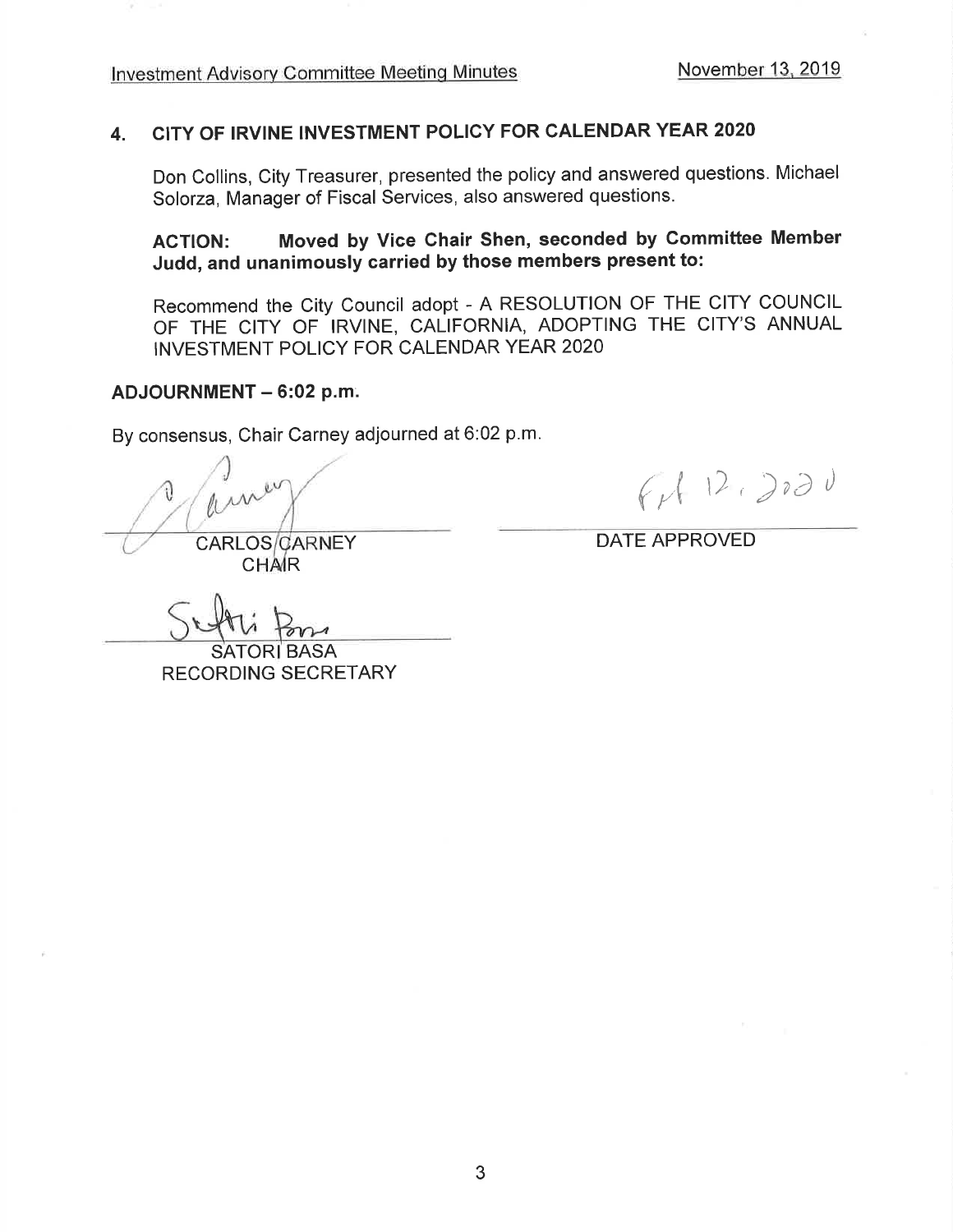## 4. CITY OF IRVINE INVESTMENT POLICY FOR CALENDAR YEAR 2020

Don Collins, City Treasurer, presented the policy and answered questions. Michael Solorza, Manager of Fiscal Services, also answered questions.

**ACTION: Moved by Vice Chair Shen, seconded by Committee Member Judd, and unanimously carried by those members present to:**

Recommend the City Council adopt - A RESOLUTION OF THE CITY COUNCIL OF THE CITY OF IRVINE, CALIFORNIA, ADOPTING THE CITY'S ANNUAL INVESTMENT POLICY FOR CALENDAR YEAR 2020

## ADJOURNMENT – 6:02 p.m.

By consensus, Chair Carney adjourned at 6:02 p.m.

CARLOS CARNEY
CHAIR

Feb 12, 2020

DATE APPROVED

SATORI BASA
RECORDING SECRETARY